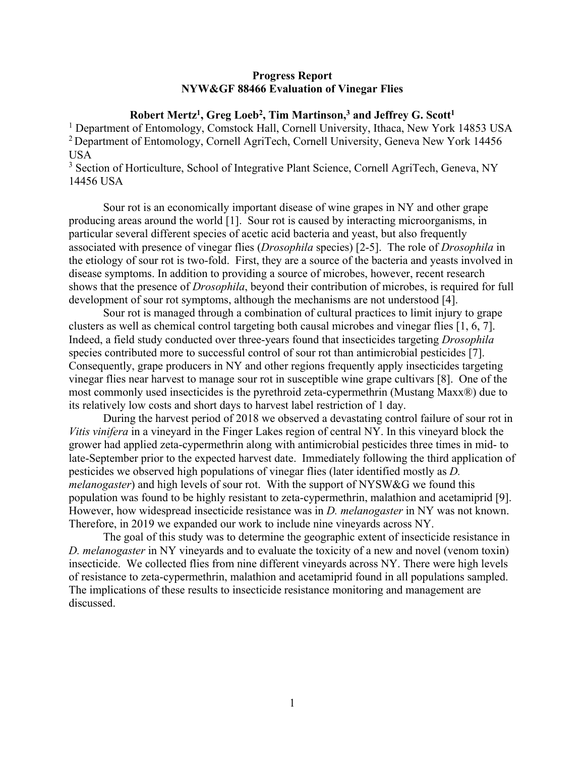# Progress Report
## NYW&GF 88466 Evaluation of Vinegar Flies

**Robert Mertz[1], Greg Loeb[2], Tim Martinson,[3] and Jeffrey G. Scott[1]**

[1] Department of Entomology, Comstock Hall, Cornell University, Ithaca, New York 14853 USA
[2] Department of Entomology, Cornell AgriTech, Cornell University, Geneva New York 14456 USA
[3] Section of Horticulture, School of Integrative Plant Science, Cornell AgriTech, Geneva, NY 14456 USA

Sour rot is an economically important disease of wine grapes in NY and other grape producing areas around the world [1]. Sour rot is caused by interacting microorganisms, in particular several different species of acetic acid bacteria and yeast, but also frequently associated with presence of vinegar flies (*Drosophila* species) [2-5]. The role of *Drosophila* in the etiology of sour rot is two-fold. First, they are a source of the bacteria and yeasts involved in disease symptoms. In addition to providing a source of microbes, however, recent research shows that the presence of *Drosophila*, beyond their contribution of microbes, is required for full development of sour rot symptoms, although the mechanisms are not understood [4].

Sour rot is managed through a combination of cultural practices to limit injury to grape clusters as well as chemical control targeting both causal microbes and vinegar flies [1, 6, 7]. Indeed, a field study conducted over three-years found that insecticides targeting *Drosophila* species contributed more to successful control of sour rot than antimicrobial pesticides [7]. Consequently, grape producers in NY and other regions frequently apply insecticides targeting vinegar flies near harvest to manage sour rot in susceptible wine grape cultivars [8]. One of the most commonly used insecticides is the pyrethroid zeta-cypermethrin (Mustang Maxx®) due to its relatively low costs and short days to harvest label restriction of 1 day.

During the harvest period of 2018 we observed a devastating control failure of sour rot in *Vitis vinifera* in a vineyard in the Finger Lakes region of central NY. In this vineyard block the grower had applied zeta-cypermethrin along with antimicrobial pesticides three times in mid- to late-September prior to the expected harvest date. Immediately following the third application of pesticides we observed high populations of vinegar flies (later identified mostly as *D. melanogaster*) and high levels of sour rot. With the support of NYSW&G we found this population was found to be highly resistant to zeta-cypermethrin, malathion and acetamiprid [9]. However, how widespread insecticide resistance was in *D. melanogaster* in NY was not known. Therefore, in 2019 we expanded our work to include nine vineyards across NY.

The goal of this study was to determine the geographic extent of insecticide resistance in *D. melanogaster* in NY vineyards and to evaluate the toxicity of a new and novel (venom toxin) insecticide. We collected flies from nine different vineyards across NY. There were high levels of resistance to zeta-cypermethrin, malathion and acetamiprid found in all populations sampled. The implications of these results to insecticide resistance monitoring and management are discussed.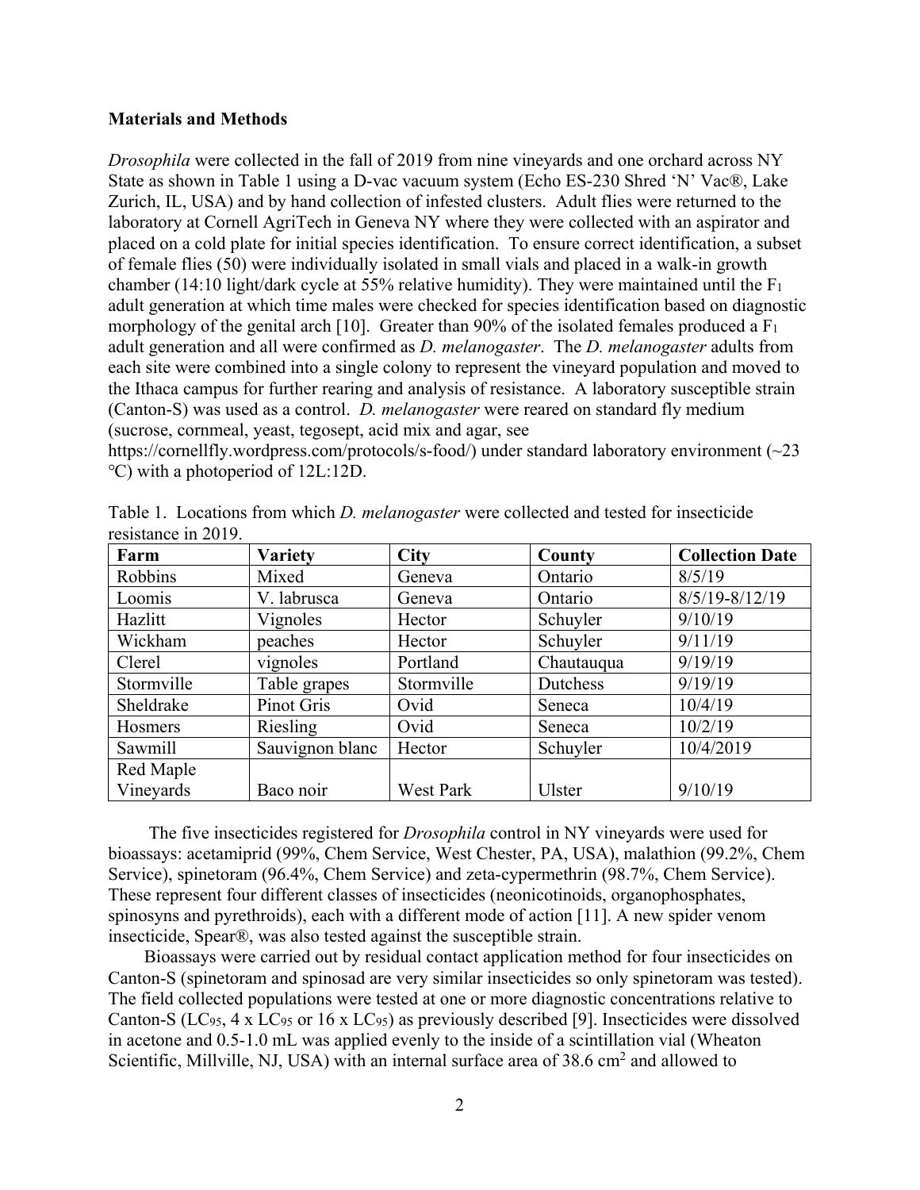**Materials and Methods**

*Drosophila* were collected in the fall of 2019 from nine vineyards and one orchard across NY State as shown in Table 1 using a D-vac vacuum system (Echo ES-230 Shred 'N' Vac®, Lake Zurich, IL, USA) and by hand collection of infested clusters. Adult flies were returned to the laboratory at Cornell AgriTech in Geneva NY where they were collected with an aspirator and placed on a cold plate for initial species identification. To ensure correct identification, a subset of female flies (50) were individually isolated in small vials and placed in a walk-in growth chamber (14:10 light/dark cycle at 55% relative humidity). They were maintained until the $F_1$ adult generation at which time males were checked for species identification based on diagnostic morphology of the genital arch [10]. Greater than 90% of the isolated females produced a $F_1$ adult generation and all were confirmed as *D. melanogaster*. The *D. melanogaster* adults from each site were combined into a single colony to represent the vineyard population and moved to the Ithaca campus for further rearing and analysis of resistance. A laboratory susceptible strain (Canton-S) was used as a control. *D. melanogaster* were reared on standard fly medium (sucrose, cornmeal, yeast, tegosept, acid mix and agar, see https://cornellfly.wordpress.com/protocols/s-food/) under standard laboratory environment (~23 °C) with a photoperiod of 12L:12D.

Table 1. Locations from which *D. melanogaster* were collected and tested for insecticide resistance in 2019.

| Farm | Variety | City | County | Collection Date |
|---|---|---|---|---|
| Robbins | Mixed | Geneva | Ontario | 8/5/19 |
| Loomis | V. labrusca | Geneva | Ontario | 8/5/19-8/12/19 |
| Hazlitt | Vignoles | Hector | Schuyler | 9/10/19 |
| Wickham | peaches | Hector | Schuyler | 9/11/19 |
| Clerel | vignoles | Portland | Chautauqua | 9/19/19 |
| Stormville | Table grapes | Stormville | Dutchess | 9/19/19 |
| Sheldrake | Pinot Gris | Ovid | Seneca | 10/4/19 |
| Hosmers | Riesling | Ovid | Seneca | 10/2/19 |
| Sawmill | Sauvignon blanc | Hector | Schuyler | 10/4/2019 |
| Red Maple Vineyards | Baco noir | West Park | Ulster | 9/10/19 |

The five insecticides registered for *Drosophila* control in NY vineyards were used for bioassays: acetamiprid (99%, Chem Service, West Chester, PA, USA), malathion (99.2%, Chem Service), spinetoram (96.4%, Chem Service) and zeta-cypermethrin (98.7%, Chem Service). These represent four different classes of insecticides (neonicotinoids, organophosphates, spinosyns and pyrethroids), each with a different mode of action [11]. A new spider venom insecticide, Spear®, was also tested against the susceptible strain.

Bioassays were carried out by residual contact application method for four insecticides on Canton-S (spinetoram and spinosad are very similar insecticides so only spinetoram was tested). The field collected populations were tested at one or more diagnostic concentrations relative to Canton-S ($LC_{95}$, 4 x $LC_{95}$ or 16 x $LC_{95}$) as previously described [9]. Insecticides were dissolved in acetone and 0.5-1.0 mL was applied evenly to the inside of a scintillation vial (Wheaton Scientific, Millville, NJ, USA) with an internal surface area of 38.6 $cm^2$ and allowed to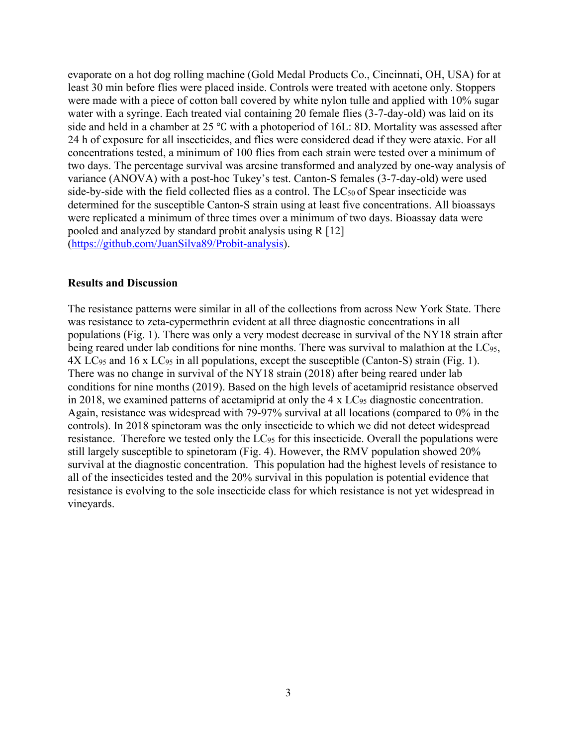evaporate on a hot dog rolling machine (Gold Medal Products Co., Cincinnati, OH, USA) for at least 30 min before flies were placed inside. Controls were treated with acetone only. Stoppers were made with a piece of cotton ball covered by white nylon tulle and applied with 10% sugar water with a syringe. Each treated vial containing 20 female flies (3-7-day-old) was laid on its side and held in a chamber at 25 ℃ with a photoperiod of 16L: 8D. Mortality was assessed after 24 h of exposure for all insecticides, and flies were considered dead if they were ataxic. For all concentrations tested, a minimum of 100 flies from each strain were tested over a minimum of two days. The percentage survival was arcsine transformed and analyzed by one-way analysis of variance (ANOVA) with a post-hoc Tukey's test. Canton-S females (3-7-day-old) were used side-by-side with the field collected flies as a control. The $LC_{50}$ of Spear insecticide was determined for the susceptible Canton-S strain using at least five concentrations. All bioassays were replicated a minimum of three times over a minimum of two days. Bioassay data were pooled and analyzed by standard probit analysis using R [12] (https://github.com/JuanSilva89/Probit-analysis).

## Results and Discussion

The resistance patterns were similar in all of the collections from across New York State. There was resistance to zeta-cypermethrin evident at all three diagnostic concentrations in all populations (Fig. 1). There was only a very modest decrease in survival of the NY18 strain after being reared under lab conditions for nine months. There was survival to malathion at the $LC_{95}$, 4X $LC_{95}$ and 16 x $LC_{95}$ in all populations, except the susceptible (Canton-S) strain (Fig. 1). There was no change in survival of the NY18 strain (2018) after being reared under lab conditions for nine months (2019). Based on the high levels of acetamiprid resistance observed in 2018, we examined patterns of acetamiprid at only the 4 x $LC_{95}$ diagnostic concentration. Again, resistance was widespread with 79-97% survival at all locations (compared to 0% in the controls). In 2018 spinetoram was the only insecticide to which we did not detect widespread resistance. Therefore we tested only the $LC_{95}$ for this insecticide. Overall the populations were still largely susceptible to spinetoram (Fig. 4). However, the RMV population showed 20% survival at the diagnostic concentration. This population had the highest levels of resistance to all of the insecticides tested and the 20% survival in this population is potential evidence that resistance is evolving to the sole insecticide class for which resistance is not yet widespread in vineyards.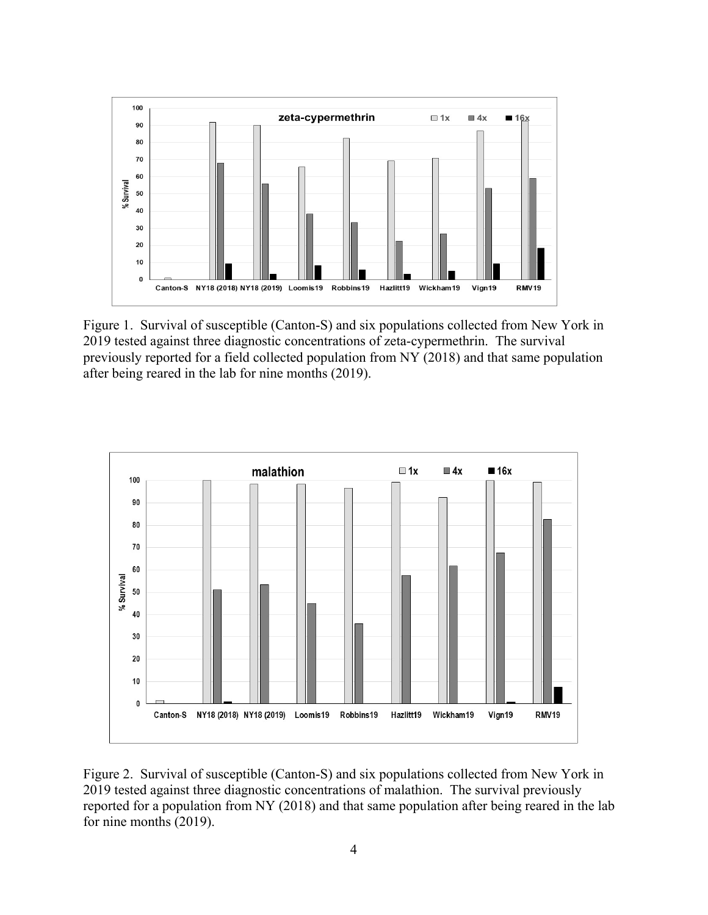Figure 1. Survival of susceptible (Canton-S) and six populations collected from New York in 2019 tested against three diagnostic concentrations of zeta-cypermethrin. The survival previously reported for a field collected population from NY (2018) and that same population after being reared in the lab for nine months (2019).

Figure 2. Survival of susceptible (Canton-S) and six populations collected from New York in 2019 tested against three diagnostic concentrations of malathion. The survival previously reported for a population from NY (2018) and that same population after being reared in the lab for nine months (2019).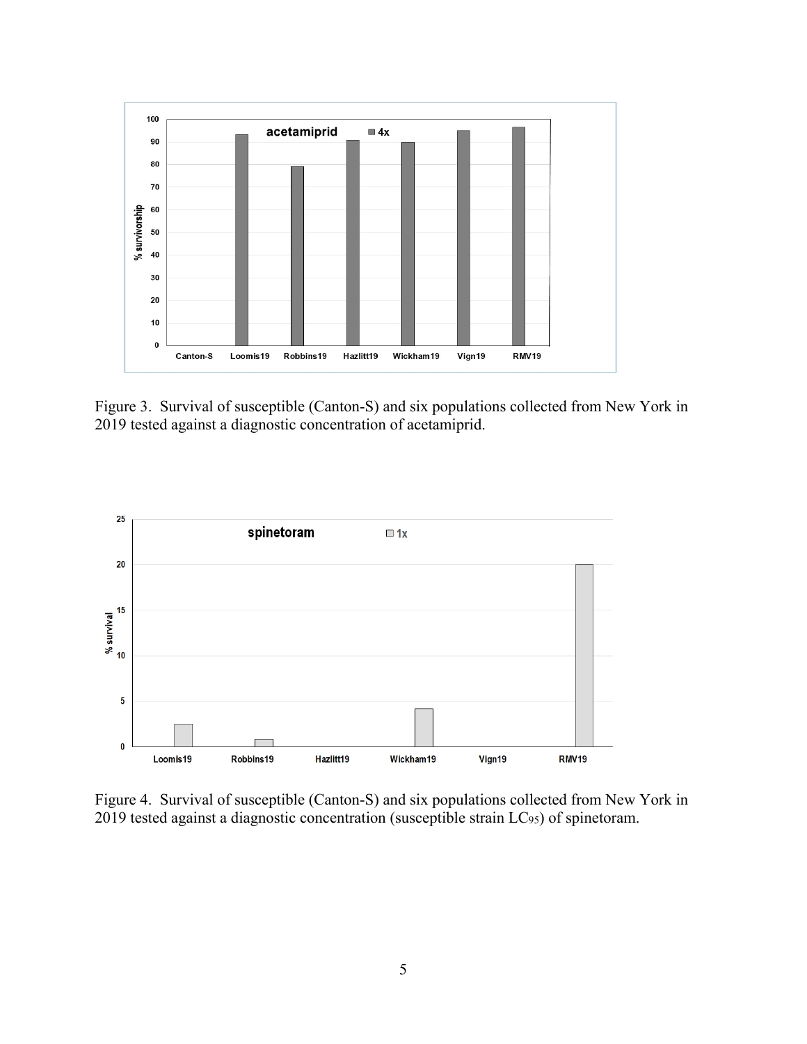Figure 3. Survival of susceptible (Canton-S) and six populations collected from New York in 2019 tested against a diagnostic concentration of acetamiprid.

Figure 4. Survival of susceptible (Canton-S) and six populations collected from New York in 2019 tested against a diagnostic concentration (susceptible strain $LC_{95}$) of spinetoram.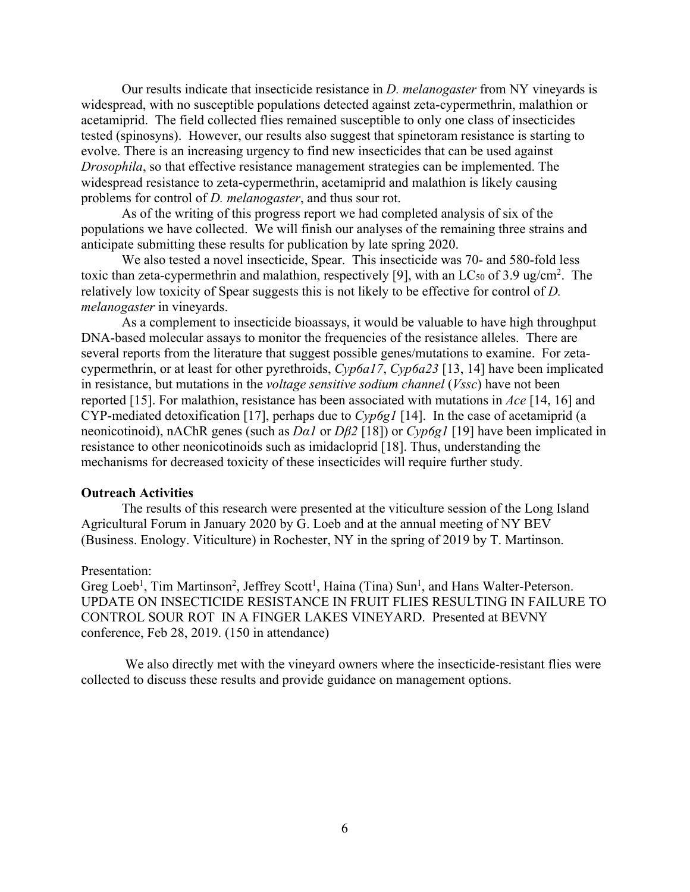Our results indicate that insecticide resistance in *D. melanogaster* from NY vineyards is widespread, with no susceptible populations detected against zeta-cypermethrin, malathion or acetamiprid. The field collected flies remained susceptible to only one class of insecticides tested (spinosyns). However, our results also suggest that spinetoram resistance is starting to evolve. There is an increasing urgency to find new insecticides that can be used against *Drosophila*, so that effective resistance management strategies can be implemented. The widespread resistance to zeta-cypermethrin, acetamiprid and malathion is likely causing problems for control of *D. melanogaster*, and thus sour rot.

As of the writing of this progress report we had completed analysis of six of the populations we have collected. We will finish our analyses of the remaining three strains and anticipate submitting these results for publication by late spring 2020.

We also tested a novel insecticide, Spear. This insecticide was 70- and 580-fold less toxic than zeta-cypermethrin and malathion, respectively [9], with an $LC_{50}$ of 3.9 ug/cm$^2$. The relatively low toxicity of Spear suggests this is not likely to be effective for control of *D. melanogaster* in vineyards.

As a complement to insecticide bioassays, it would be valuable to have high throughput DNA-based molecular assays to monitor the frequencies of the resistance alleles. There are several reports from the literature that suggest possible genes/mutations to examine. For zeta-cypermethrin, or at least for other pyrethroids, *Cyp6a17*, *Cyp6a23* [13, 14] have been implicated in resistance, but mutations in the *voltage sensitive sodium channel* (*Vssc*) have not been reported [15]. For malathion, resistance has been associated with mutations in *Ace* [14, 16] and CYP-mediated detoxification [17], perhaps due to *Cyp6g1* [14]. In the case of acetamiprid (a neonicotinoid), nAChR genes (such as *Dα1* or *Dβ2* [18]) or *Cyp6g1* [19] have been implicated in resistance to other neonicotinoids such as imidacloprid [18]. Thus, understanding the mechanisms for decreased toxicity of these insecticides will require further study.

**Outreach Activities**

The results of this research were presented at the viticulture session of the Long Island Agricultural Forum in January 2020 by G. Loeb and at the annual meeting of NY BEV (Business. Enology. Viticulture) in Rochester, NY in the spring of 2019 by T. Martinson.

Presentation:
Greg Loeb[1], Tim Martinson[2], Jeffrey Scott[1], Haina (Tina) Sun[1], and Hans Walter-Peterson. UPDATE ON INSECTICIDE RESISTANCE IN FRUIT FLIES RESULTING IN FAILURE TO CONTROL SOUR ROT IN A FINGER LAKES VINEYARD. Presented at BEVNY conference, Feb 28, 2019. (150 in attendance)

We also directly met with the vineyard owners where the insecticide-resistant flies were collected to discuss these results and provide guidance on management options.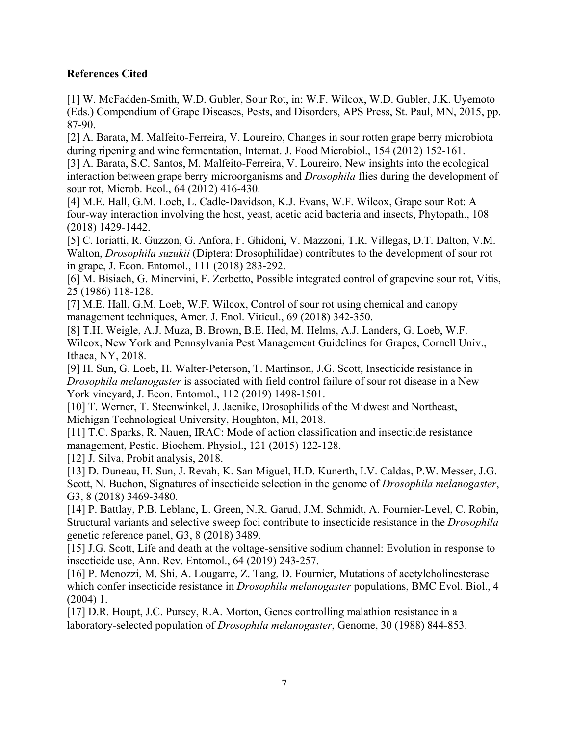**References Cited**

[1] W. McFadden-Smith, W.D. Gubler, Sour Rot, in: W.F. Wilcox, W.D. Gubler, J.K. Uyemoto (Eds.) Compendium of Grape Diseases, Pests, and Disorders, APS Press, St. Paul, MN, 2015, pp. 87-90.

[2] A. Barata, M. Malfeito-Ferreira, V. Loureiro, Changes in sour rotten grape berry microbiota during ripening and wine fermentation, Internat. J. Food Microbiol., 154 (2012) 152-161.

[3] A. Barata, S.C. Santos, M. Malfeito-Ferreira, V. Loureiro, New insights into the ecological interaction between grape berry microorganisms and *Drosophila* flies during the development of sour rot, Microb. Ecol., 64 (2012) 416-430.

[4] M.E. Hall, G.M. Loeb, L. Cadle-Davidson, K.J. Evans, W.F. Wilcox, Grape sour Rot: A four-way interaction involving the host, yeast, acetic acid bacteria and insects, Phytopath., 108 (2018) 1429-1442.

[5] C. Ioriatti, R. Guzzon, G. Anfora, F. Ghidoni, V. Mazzoni, T.R. Villegas, D.T. Dalton, V.M. Walton, *Drosophila suzukii* (Diptera: Drosophilidae) contributes to the development of sour rot in grape, J. Econ. Entomol., 111 (2018) 283-292.

[6] M. Bisiach, G. Minervini, F. Zerbetto, Possible integrated control of grapevine sour rot, Vitis, 25 (1986) 118-128.

[7] M.E. Hall, G.M. Loeb, W.F. Wilcox, Control of sour rot using chemical and canopy management techniques, Amer. J. Enol. Viticul., 69 (2018) 342-350.

[8] T.H. Weigle, A.J. Muza, B. Brown, B.E. Hed, M. Helms, A.J. Landers, G. Loeb, W.F. Wilcox, New York and Pennsylvania Pest Management Guidelines for Grapes, Cornell Univ., Ithaca, NY, 2018.

[9] H. Sun, G. Loeb, H. Walter-Peterson, T. Martinson, J.G. Scott, Insecticide resistance in *Drosophila melanogaster* is associated with field control failure of sour rot disease in a New York vineyard, J. Econ. Entomol., 112 (2019) 1498-1501.

[10] T. Werner, T. Steenwinkel, J. Jaenike, Drosophilids of the Midwest and Northeast, Michigan Technological University, Houghton, MI, 2018.

[11] T.C. Sparks, R. Nauen, IRAC: Mode of action classification and insecticide resistance management, Pestic. Biochem. Physiol., 121 (2015) 122-128.

[12] J. Silva, Probit analysis, 2018.

[13] D. Duneau, H. Sun, J. Revah, K. San Miguel, H.D. Kunerth, I.V. Caldas, P.W. Messer, J.G. Scott, N. Buchon, Signatures of insecticide selection in the genome of *Drosophila melanogaster*, G3, 8 (2018) 3469-3480.

[14] P. Battlay, P.B. Leblanc, L. Green, N.R. Garud, J.M. Schmidt, A. Fournier-Level, C. Robin, Structural variants and selective sweep foci contribute to insecticide resistance in the *Drosophila* genetic reference panel, G3, 8 (2018) 3489.

[15] J.G. Scott, Life and death at the voltage-sensitive sodium channel: Evolution in response to insecticide use, Ann. Rev. Entomol., 64 (2019) 243-257.

[16] P. Menozzi, M. Shi, A. Lougarre, Z. Tang, D. Fournier, Mutations of acetylcholinesterase which confer insecticide resistance in *Drosophila melanogaster* populations, BMC Evol. Biol., 4 (2004) 1.

[17] D.R. Houpt, J.C. Pursey, R.A. Morton, Genes controlling malathion resistance in a laboratory-selected population of *Drosophila melanogaster*, Genome, 30 (1988) 844-853.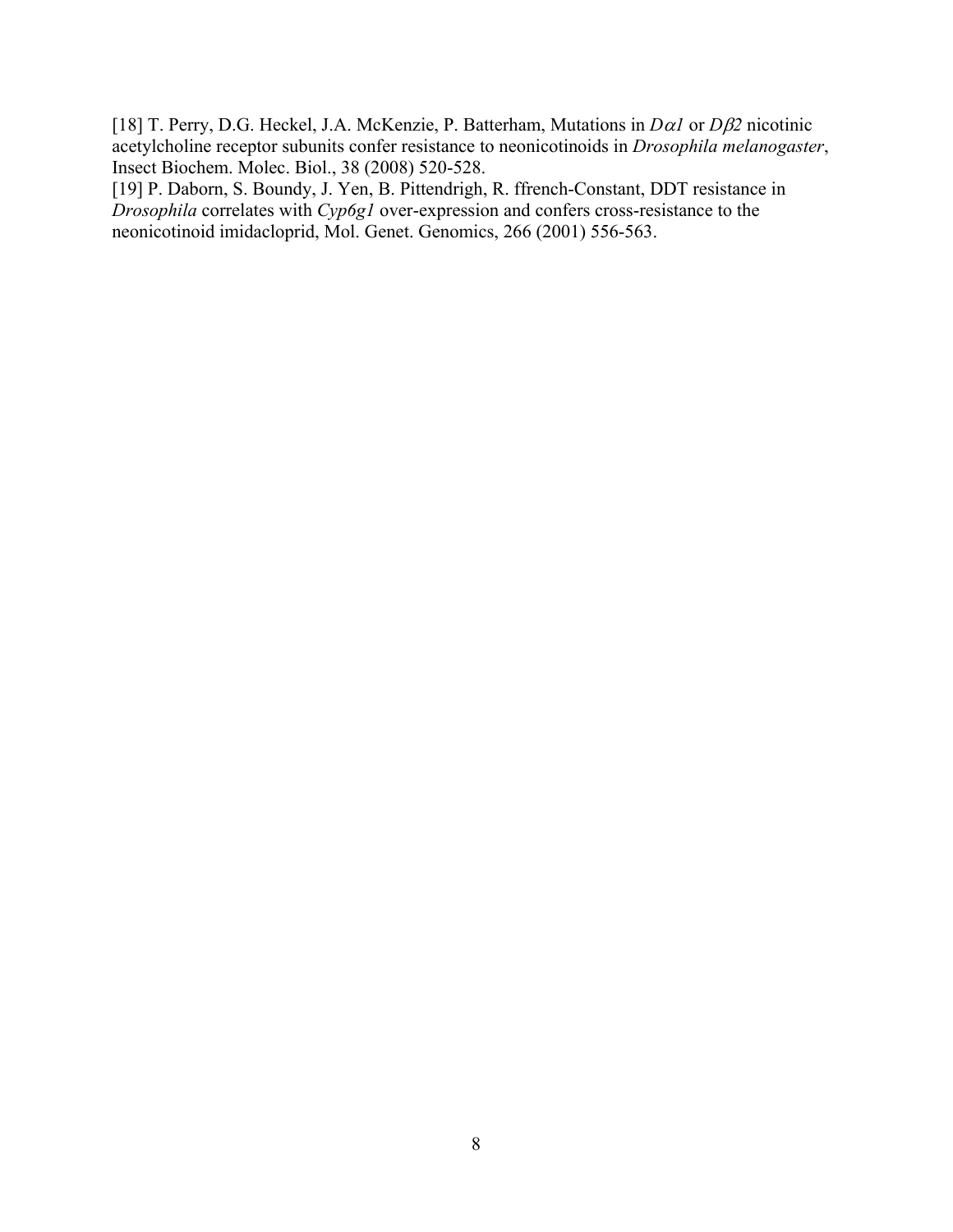[18] T. Perry, D.G. Heckel, J.A. McKenzie, P. Batterham, Mutations in *D$\alpha$1* or *D$\beta$2* nicotinic acetylcholine receptor subunits confer resistance to neonicotinoids in *Drosophila melanogaster*, Insect Biochem. Molec. Biol., 38 (2008) 520-528.

[19] P. Daborn, S. Boundy, J. Yen, B. Pittendrigh, R. ffrench-Constant, DDT resistance in *Drosophila* correlates with *Cyp6g1* over-expression and confers cross-resistance to the neonicotinoid imidacloprid, Mol. Genet. Genomics, 266 (2001) 556-563.